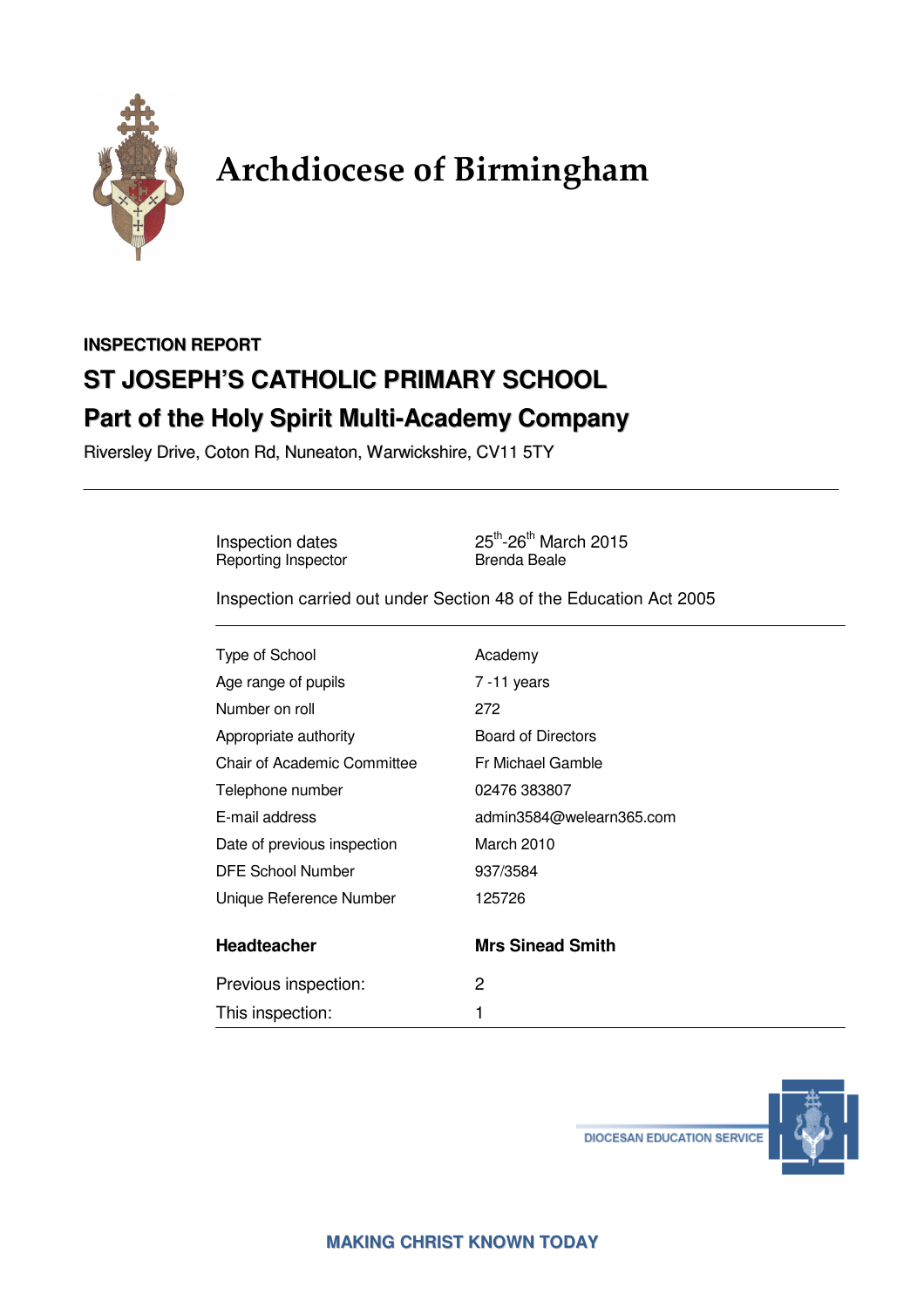# Archdiocese of Birmingham

**INSPECTION REPORT**

## ST JOSEPH'S CATHOLIC PRIMARY SCHOOL

## Part of the Holy Spirit Multi-Academy Company

Riversley Drive, Coton Rd, Nuneaton, Warwickshire, CV11 5TY

---

| | |
|---|---|
| Inspection dates | 25th-26th March 2015 |
| Reporting Inspector | Brenda Beale |

Inspection carried out under Section 48 of the Education Act 2005

---

| | |
|---|---|
| Type of School | Academy |
| Age range of pupils | 7 -11 years |
| Number on roll | 272 |
| Appropriate authority | Board of Directors |
| Chair of Academic Committee | Fr Michael Gamble |
| Telephone number | 02476 383807 |
| E-mail address | admin3584@welearn365.com |
| Date of previous inspection | March 2010 |
| DFE School Number | 937/3584 |
| Unique Reference Number | 125726 |
| **Headteacher** | **Mrs Sinead Smith** |
| Previous inspection: | 2 |
| This inspection: | 1 |

DIOCESAN EDUCATION SERVICE

**MAKING CHRIST KNOWN TODAY**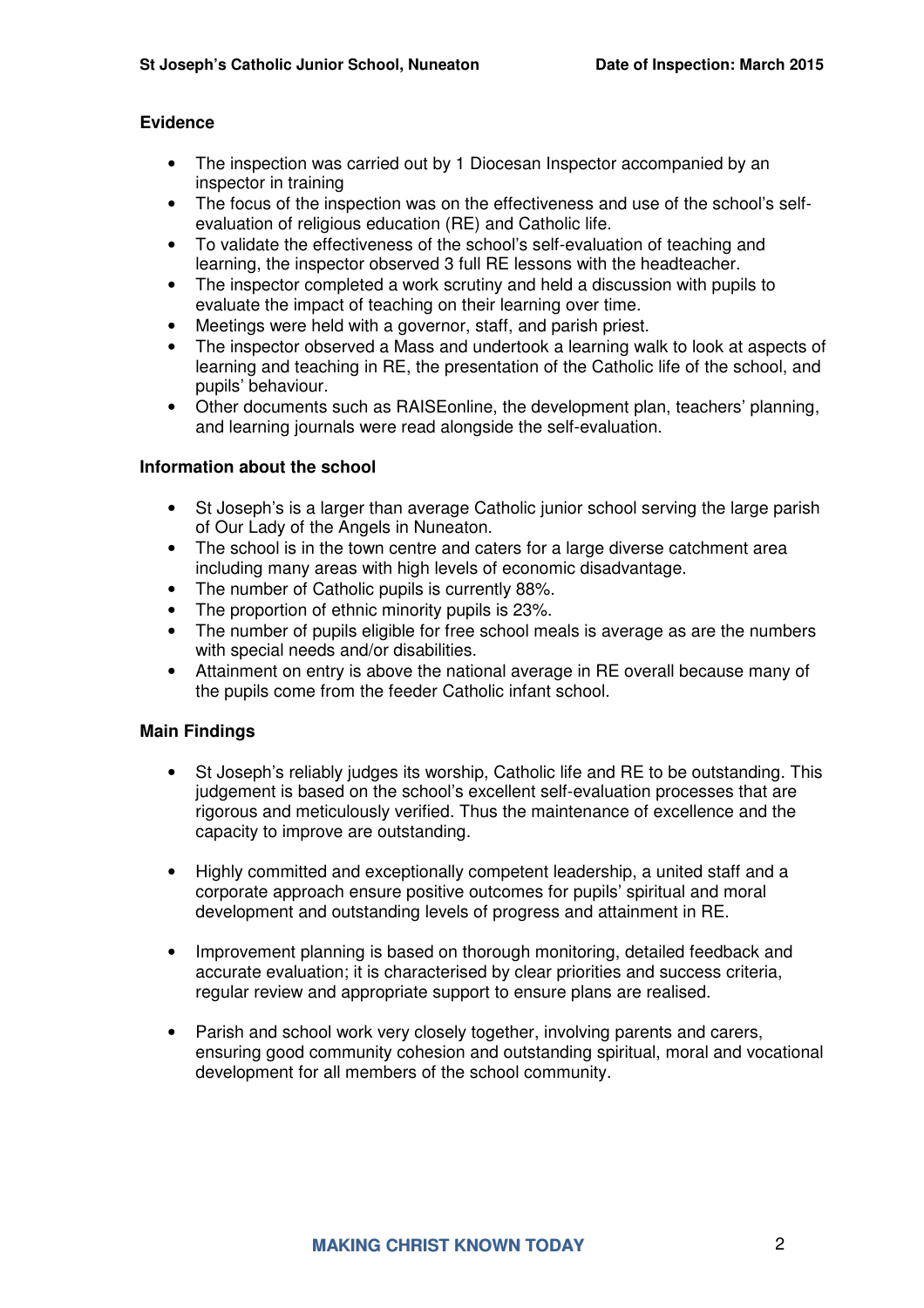## Evidence

- The inspection was carried out by 1 Diocesan Inspector accompanied by an inspector in training
- The focus of the inspection was on the effectiveness and use of the school's self-evaluation of religious education (RE) and Catholic life.
- To validate the effectiveness of the school's self-evaluation of teaching and learning, the inspector observed 3 full RE lessons with the headteacher.
- The inspector completed a work scrutiny and held a discussion with pupils to evaluate the impact of teaching on their learning over time.
- Meetings were held with a governor, staff, and parish priest.
- The inspector observed a Mass and undertook a learning walk to look at aspects of learning and teaching in RE, the presentation of the Catholic life of the school, and pupils' behaviour.
- Other documents such as RAISEonline, the development plan, teachers' planning, and learning journals were read alongside the self-evaluation.

## Information about the school

- St Joseph's is a larger than average Catholic junior school serving the large parish of Our Lady of the Angels in Nuneaton.
- The school is in the town centre and caters for a large diverse catchment area including many areas with high levels of economic disadvantage.
- The number of Catholic pupils is currently 88%.
- The proportion of ethnic minority pupils is 23%.
- The number of pupils eligible for free school meals is average as are the numbers with special needs and/or disabilities.
- Attainment on entry is above the national average in RE overall because many of the pupils come from the feeder Catholic infant school.

## Main Findings

- St Joseph's reliably judges its worship, Catholic life and RE to be outstanding. This judgement is based on the school's excellent self-evaluation processes that are rigorous and meticulously verified. Thus the maintenance of excellence and the capacity to improve are outstanding.

- Highly committed and exceptionally competent leadership, a united staff and a corporate approach ensure positive outcomes for pupils' spiritual and moral development and outstanding levels of progress and attainment in RE.

- Improvement planning is based on thorough monitoring, detailed feedback and accurate evaluation; it is characterised by clear priorities and success criteria, regular review and appropriate support to ensure plans are realised.

- Parish and school work very closely together, involving parents and carers, ensuring good community cohesion and outstanding spiritual, moral and vocational development for all members of the school community.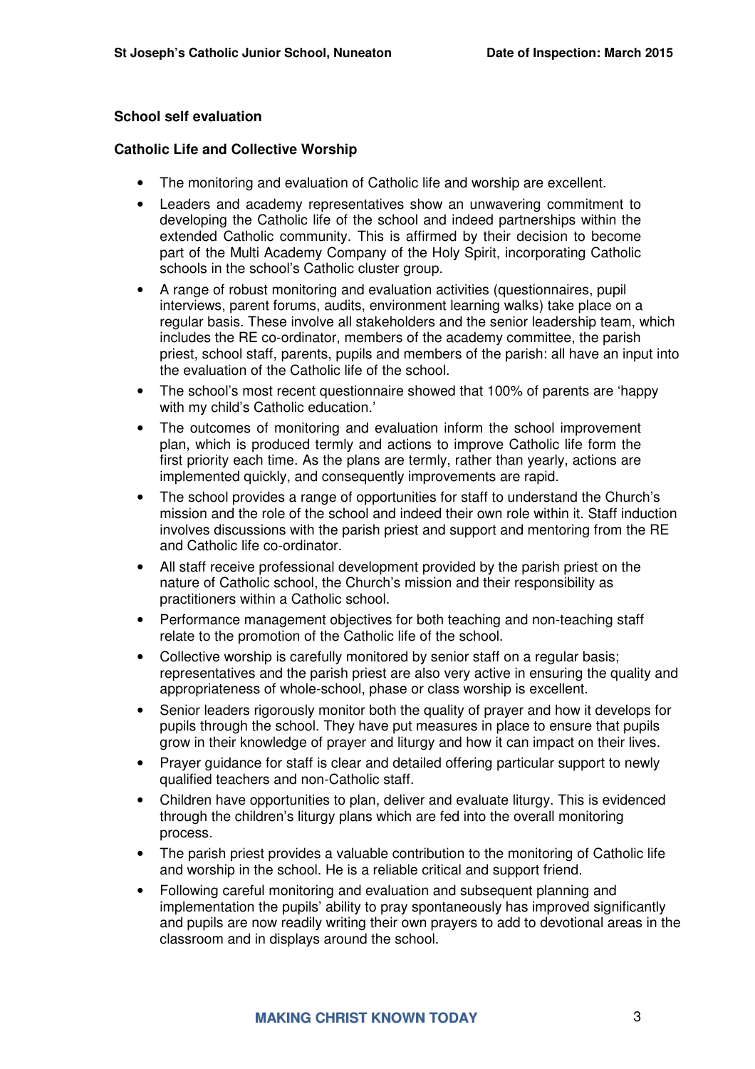**School self evaluation**

**Catholic Life and Collective Worship**

- The monitoring and evaluation of Catholic life and worship are excellent.
- Leaders and academy representatives show an unwavering commitment to developing the Catholic life of the school and indeed partnerships within the extended Catholic community. This is affirmed by their decision to become part of the Multi Academy Company of the Holy Spirit, incorporating Catholic schools in the school's Catholic cluster group.
- A range of robust monitoring and evaluation activities (questionnaires, pupil interviews, parent forums, audits, environment learning walks) take place on a regular basis. These involve all stakeholders and the senior leadership team, which includes the RE co-ordinator, members of the academy committee, the parish priest, school staff, parents, pupils and members of the parish: all have an input into the evaluation of the Catholic life of the school.
- The school's most recent questionnaire showed that 100% of parents are 'happy with my child's Catholic education.'
- The outcomes of monitoring and evaluation inform the school improvement plan, which is produced termly and actions to improve Catholic life form the first priority each time. As the plans are termly, rather than yearly, actions are implemented quickly, and consequently improvements are rapid.
- The school provides a range of opportunities for staff to understand the Church's mission and the role of the school and indeed their own role within it. Staff induction involves discussions with the parish priest and support and mentoring from the RE and Catholic life co-ordinator.
- All staff receive professional development provided by the parish priest on the nature of Catholic school, the Church's mission and their responsibility as practitioners within a Catholic school.
- Performance management objectives for both teaching and non-teaching staff relate to the promotion of the Catholic life of the school.
- Collective worship is carefully monitored by senior staff on a regular basis; representatives and the parish priest are also very active in ensuring the quality and appropriateness of whole-school, phase or class worship is excellent.
- Senior leaders rigorously monitor both the quality of prayer and how it develops for pupils through the school. They have put measures in place to ensure that pupils grow in their knowledge of prayer and liturgy and how it can impact on their lives.
- Prayer guidance for staff is clear and detailed offering particular support to newly qualified teachers and non-Catholic staff.
- Children have opportunities to plan, deliver and evaluate liturgy. This is evidenced through the children's liturgy plans which are fed into the overall monitoring process.
- The parish priest provides a valuable contribution to the monitoring of Catholic life and worship in the school. He is a reliable critical and support friend.
- Following careful monitoring and evaluation and subsequent planning and implementation the pupils' ability to pray spontaneously has improved significantly and pupils are now readily writing their own prayers to add to devotional areas in the classroom and in displays around the school.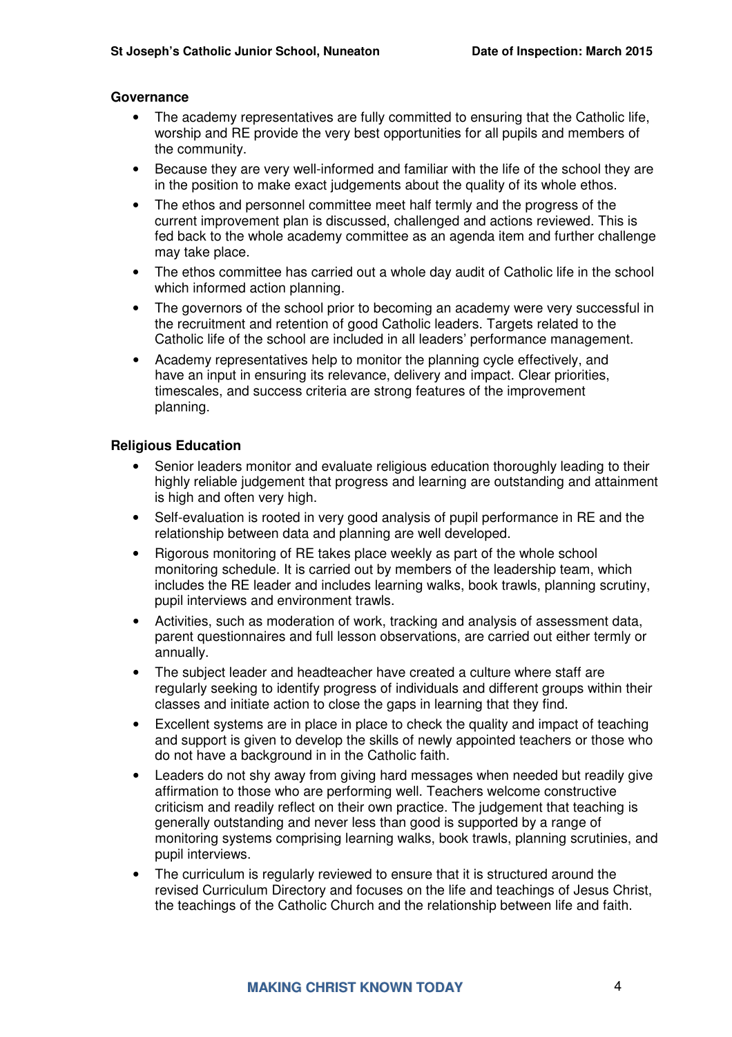### Governance

- The academy representatives are fully committed to ensuring that the Catholic life, worship and RE provide the very best opportunities for all pupils and members of the community.
- Because they are very well-informed and familiar with the life of the school they are in the position to make exact judgements about the quality of its whole ethos.
- The ethos and personnel committee meet half termly and the progress of the current improvement plan is discussed, challenged and actions reviewed. This is fed back to the whole academy committee as an agenda item and further challenge may take place.
- The ethos committee has carried out a whole day audit of Catholic life in the school which informed action planning.
- The governors of the school prior to becoming an academy were very successful in the recruitment and retention of good Catholic leaders. Targets related to the Catholic life of the school are included in all leaders' performance management.
- Academy representatives help to monitor the planning cycle effectively, and have an input in ensuring its relevance, delivery and impact. Clear priorities, timescales, and success criteria are strong features of the improvement planning.

### Religious Education

- Senior leaders monitor and evaluate religious education thoroughly leading to their highly reliable judgement that progress and learning are outstanding and attainment is high and often very high.
- Self-evaluation is rooted in very good analysis of pupil performance in RE and the relationship between data and planning are well developed.
- Rigorous monitoring of RE takes place weekly as part of the whole school monitoring schedule. It is carried out by members of the leadership team, which includes the RE leader and includes learning walks, book trawls, planning scrutiny, pupil interviews and environment trawls.
- Activities, such as moderation of work, tracking and analysis of assessment data, parent questionnaires and full lesson observations, are carried out either termly or annually.
- The subject leader and headteacher have created a culture where staff are regularly seeking to identify progress of individuals and different groups within their classes and initiate action to close the gaps in learning that they find.
- Excellent systems are in place in place to check the quality and impact of teaching and support is given to develop the skills of newly appointed teachers or those who do not have a background in in the Catholic faith.
- Leaders do not shy away from giving hard messages when needed but readily give affirmation to those who are performing well. Teachers welcome constructive criticism and readily reflect on their own practice. The judgement that teaching is generally outstanding and never less than good is supported by a range of monitoring systems comprising learning walks, book trawls, planning scrutinies, and pupil interviews.
- The curriculum is regularly reviewed to ensure that it is structured around the revised Curriculum Directory and focuses on the life and teachings of Jesus Christ, the teachings of the Catholic Church and the relationship between life and faith.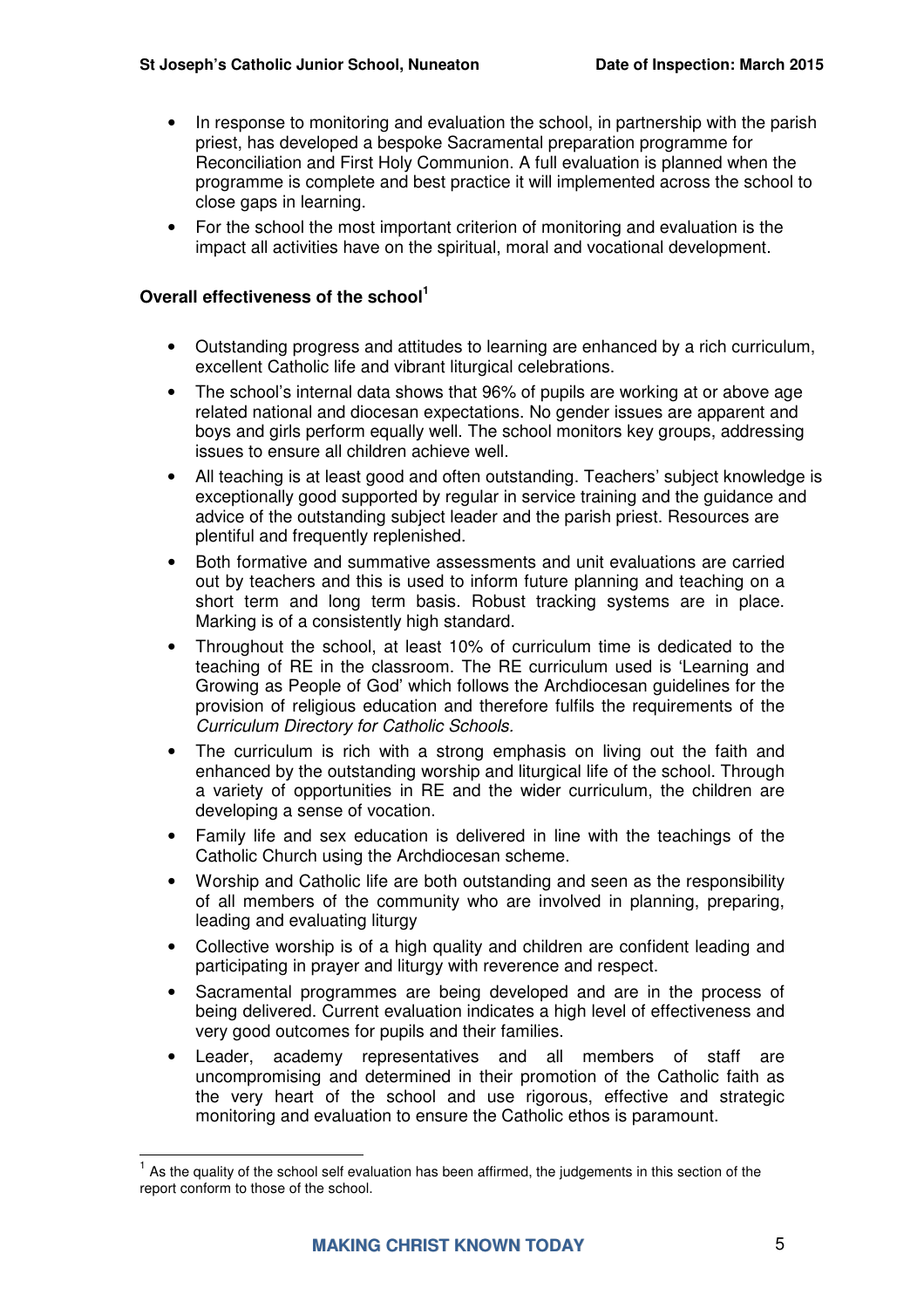- In response to monitoring and evaluation the school, in partnership with the parish priest, has developed a bespoke Sacramental preparation programme for Reconciliation and First Holy Communion. A full evaluation is planned when the programme is complete and best practice it will implemented across the school to close gaps in learning.
- For the school the most important criterion of monitoring and evaluation is the impact all activities have on the spiritual, moral and vocational development.

**Overall effectiveness of the school[1]**

- Outstanding progress and attitudes to learning are enhanced by a rich curriculum, excellent Catholic life and vibrant liturgical celebrations.
- The school's internal data shows that 96% of pupils are working at or above age related national and diocesan expectations. No gender issues are apparent and boys and girls perform equally well. The school monitors key groups, addressing issues to ensure all children achieve well.
- All teaching is at least good and often outstanding. Teachers' subject knowledge is exceptionally good supported by regular in service training and the guidance and advice of the outstanding subject leader and the parish priest. Resources are plentiful and frequently replenished.
- Both formative and summative assessments and unit evaluations are carried out by teachers and this is used to inform future planning and teaching on a short term and long term basis. Robust tracking systems are in place. Marking is of a consistently high standard.
- Throughout the school, at least 10% of curriculum time is dedicated to the teaching of RE in the classroom. The RE curriculum used is 'Learning and Growing as People of God' which follows the Archdiocesan guidelines for the provision of religious education and therefore fulfils the requirements of the *Curriculum Directory for Catholic Schools.*
- The curriculum is rich with a strong emphasis on living out the faith and enhanced by the outstanding worship and liturgical life of the school. Through a variety of opportunities in RE and the wider curriculum, the children are developing a sense of vocation.
- Family life and sex education is delivered in line with the teachings of the Catholic Church using the Archdiocesan scheme.
- Worship and Catholic life are both outstanding and seen as the responsibility of all members of the community who are involved in planning, preparing, leading and evaluating liturgy
- Collective worship is of a high quality and children are confident leading and participating in prayer and liturgy with reverence and respect.
- Sacramental programmes are being developed and are in the process of being delivered. Current evaluation indicates a high level of effectiveness and very good outcomes for pupils and their families.
- Leader, academy representatives and all members of staff are uncompromising and determined in their promotion of the Catholic faith as the very heart of the school and use rigorous, effective and strategic monitoring and evaluation to ensure the Catholic ethos is paramount.

[1] As the quality of the school self evaluation has been affirmed, the judgements in this section of the report conform to those of the school.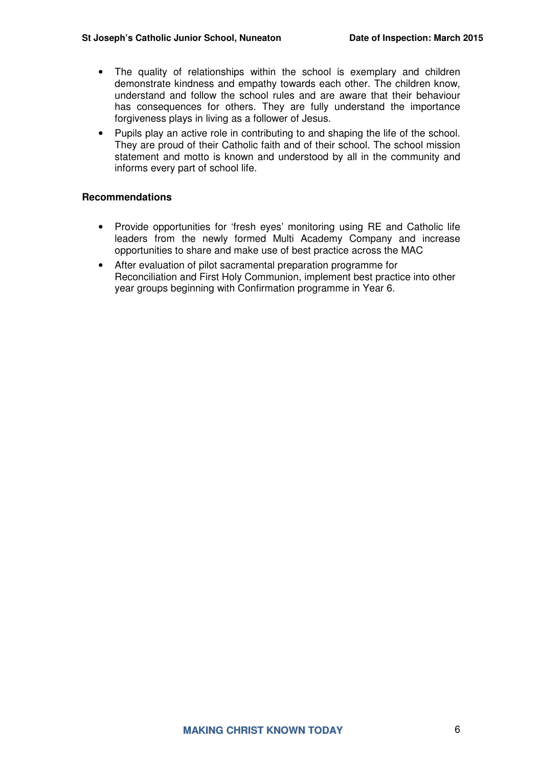- The quality of relationships within the school is exemplary and children demonstrate kindness and empathy towards each other. The children know, understand and follow the school rules and are aware that their behaviour has consequences for others. They are fully understand the importance forgiveness plays in living as a follower of Jesus.
- Pupils play an active role in contributing to and shaping the life of the school. They are proud of their Catholic faith and of their school. The school mission statement and motto is known and understood by all in the community and informs every part of school life.

**Recommendations**

- Provide opportunities for 'fresh eyes' monitoring using RE and Catholic life leaders from the newly formed Multi Academy Company and increase opportunities to share and make use of best practice across the MAC
- After evaluation of pilot sacramental preparation programme for Reconciliation and First Holy Communion, implement best practice into other year groups beginning with Confirmation programme in Year 6.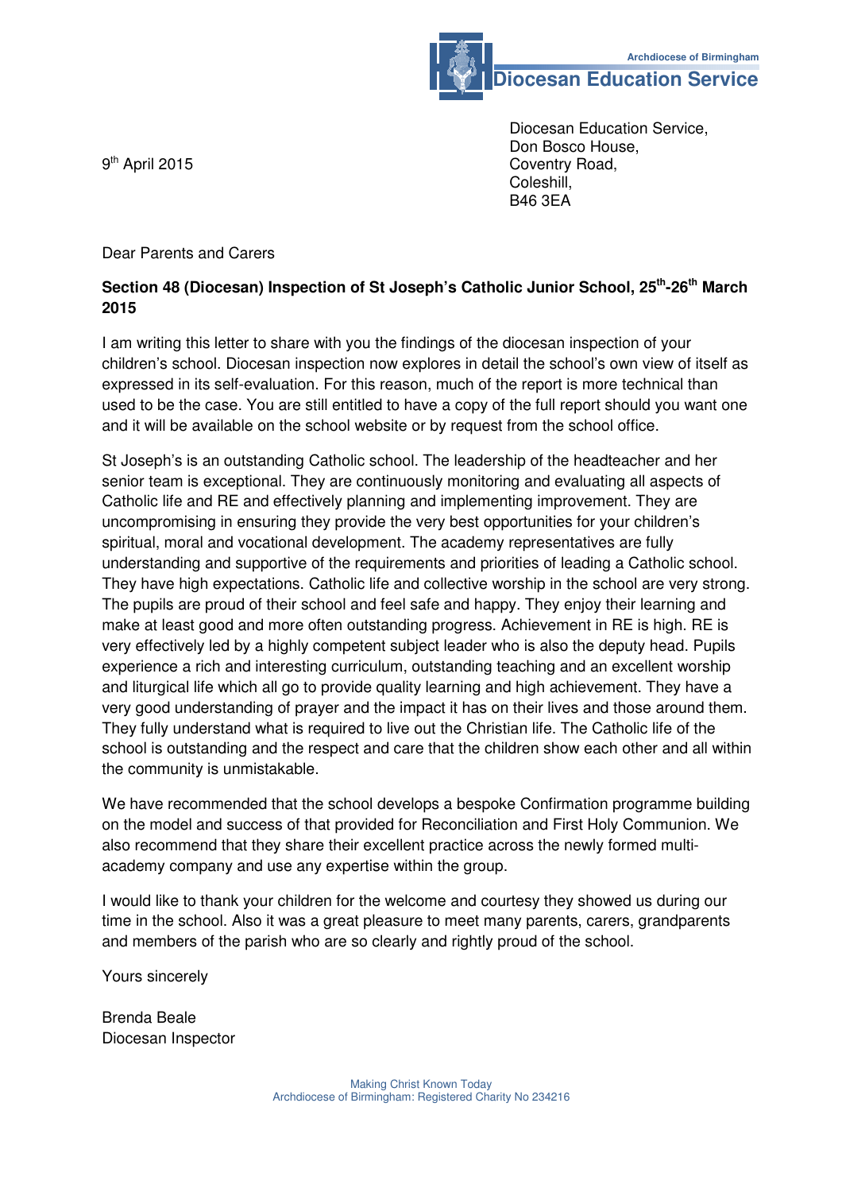Archdiocese of Birmingham
**Diocesan Education Service**

9th April 2015

Diocesan Education Service,
Don Bosco House,
Coventry Road,
Coleshill,
B46 3EA

Dear Parents and Carers

**Section 48 (Diocesan) Inspection of St Joseph's Catholic Junior School, 25th-26th March 2015**

I am writing this letter to share with you the findings of the diocesan inspection of your children's school. Diocesan inspection now explores in detail the school's own view of itself as expressed in its self-evaluation. For this reason, much of the report is more technical than used to be the case. You are still entitled to have a copy of the full report should you want one and it will be available on the school website or by request from the school office.

St Joseph's is an outstanding Catholic school. The leadership of the headteacher and her senior team is exceptional. They are continuously monitoring and evaluating all aspects of Catholic life and RE and effectively planning and implementing improvement. They are uncompromising in ensuring they provide the very best opportunities for your children's spiritual, moral and vocational development. The academy representatives are fully understanding and supportive of the requirements and priorities of leading a Catholic school. They have high expectations. Catholic life and collective worship in the school are very strong. The pupils are proud of their school and feel safe and happy. They enjoy their learning and make at least good and more often outstanding progress. Achievement in RE is high. RE is very effectively led by a highly competent subject leader who is also the deputy head. Pupils experience a rich and interesting curriculum, outstanding teaching and an excellent worship and liturgical life which all go to provide quality learning and high achievement. They have a very good understanding of prayer and the impact it has on their lives and those around them. They fully understand what is required to live out the Christian life. The Catholic life of the school is outstanding and the respect and care that the children show each other and all within the community is unmistakable.

We have recommended that the school develops a bespoke Confirmation programme building on the model and success of that provided for Reconciliation and First Holy Communion. We also recommend that they share their excellent practice across the newly formed multi-academy company and use any expertise within the group.

I would like to thank your children for the welcome and courtesy they showed us during our time in the school. Also it was a great pleasure to meet many parents, carers, grandparents and members of the parish who are so clearly and rightly proud of the school.

Yours sincerely

Brenda Beale
Diocesan Inspector

Making Christ Known Today
Archdiocese of Birmingham: Registered Charity No 234216